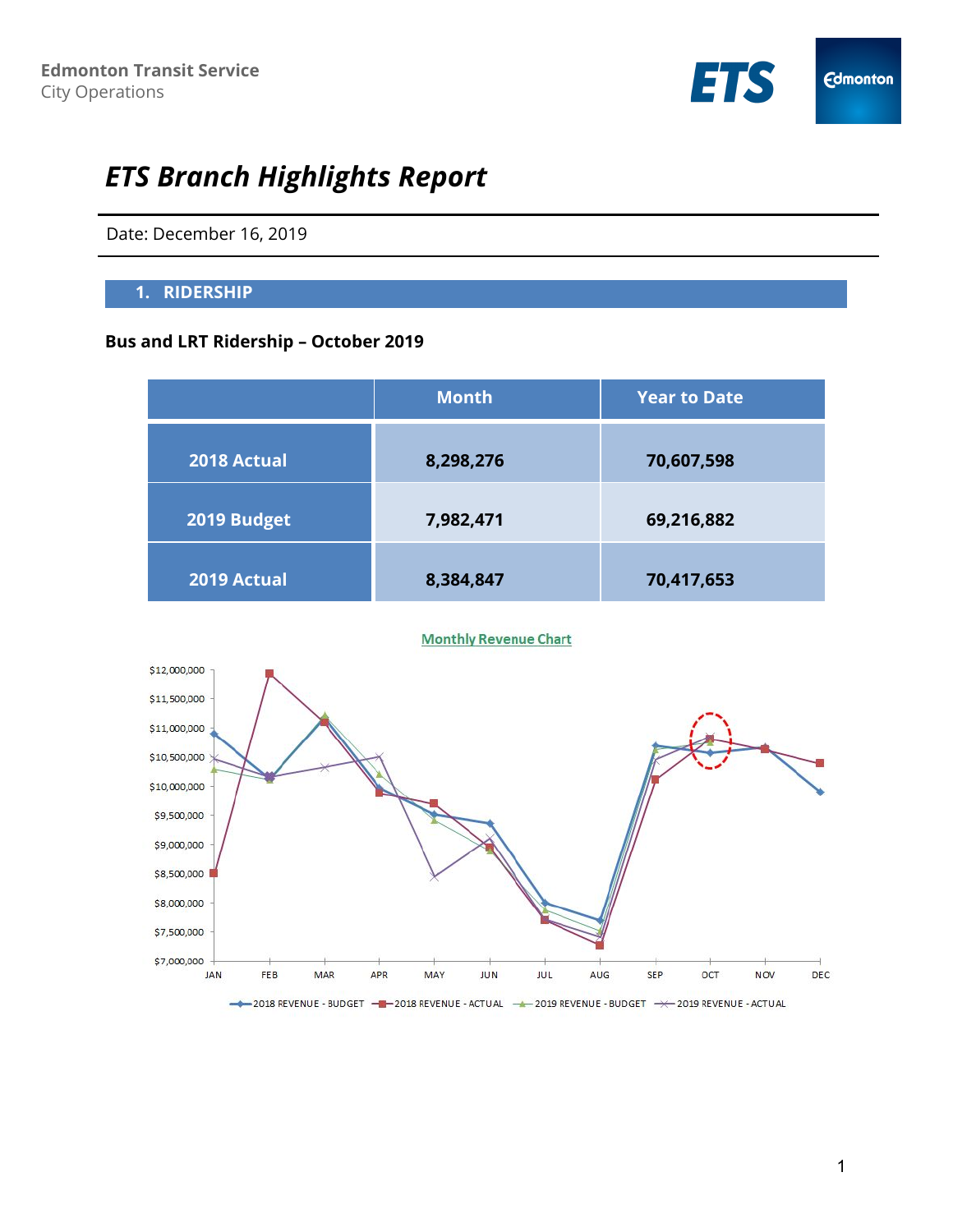Edmonton Transit Service
City Operations

# ETS Branch Highlights Report

Date: December 16, 2019

## 1. RIDERSHIP

### Bus and LRT Ridership – October 2019

| | Month | Year to Date |
|---|---|---|
| 2018 Actual | 8,298,276 | 70,607,598 |
| 2019 Budget | 7,982,471 | 69,216,882 |
| 2019 Actual | 8,384,847 | 70,417,653 |

Monthly Revenue Chart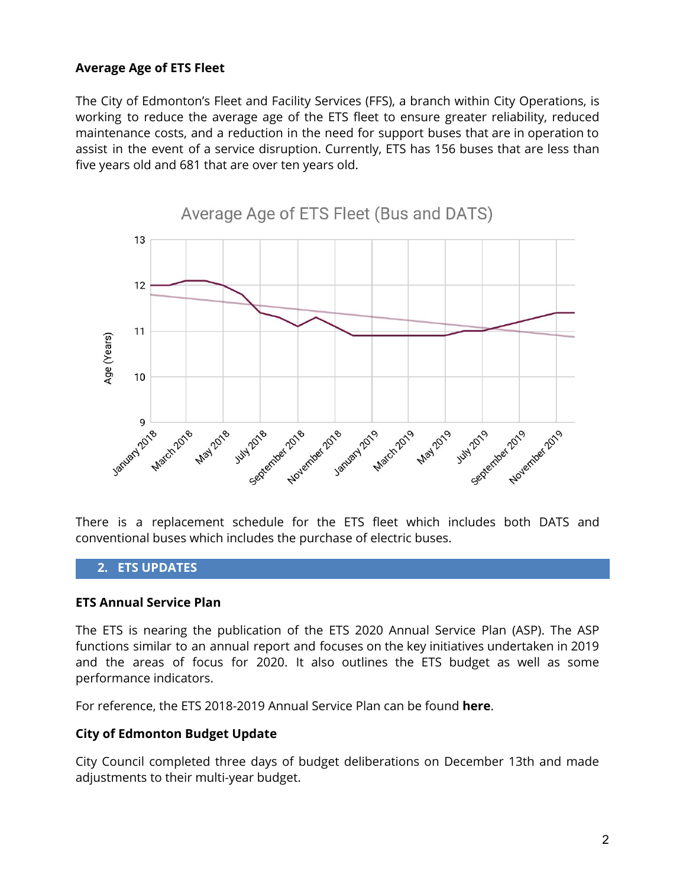### Average Age of ETS Fleet

The City of Edmonton's Fleet and Facility Services (FFS), a branch within City Operations, is working to reduce the average age of the ETS fleet to ensure greater reliability, reduced maintenance costs, and a reduction in the need for support buses that are in operation to assist in the event of a service disruption. Currently, ETS has 156 buses that are less than five years old and 681 that are over ten years old.

Average Age of ETS Fleet (Bus and DATS)

There is a replacement schedule for the ETS fleet which includes both DATS and conventional buses which includes the purchase of electric buses.

## 2. ETS UPDATES

### ETS Annual Service Plan

The ETS is nearing the publication of the ETS 2020 Annual Service Plan (ASP). The ASP functions similar to an annual report and focuses on the key initiatives undertaken in 2019 and the areas of focus for 2020. It also outlines the ETS budget as well as some performance indicators.

For reference, the ETS 2018-2019 Annual Service Plan can be found **here**.

### City of Edmonton Budget Update

City Council completed three days of budget deliberations on December 13th and made adjustments to their multi-year budget.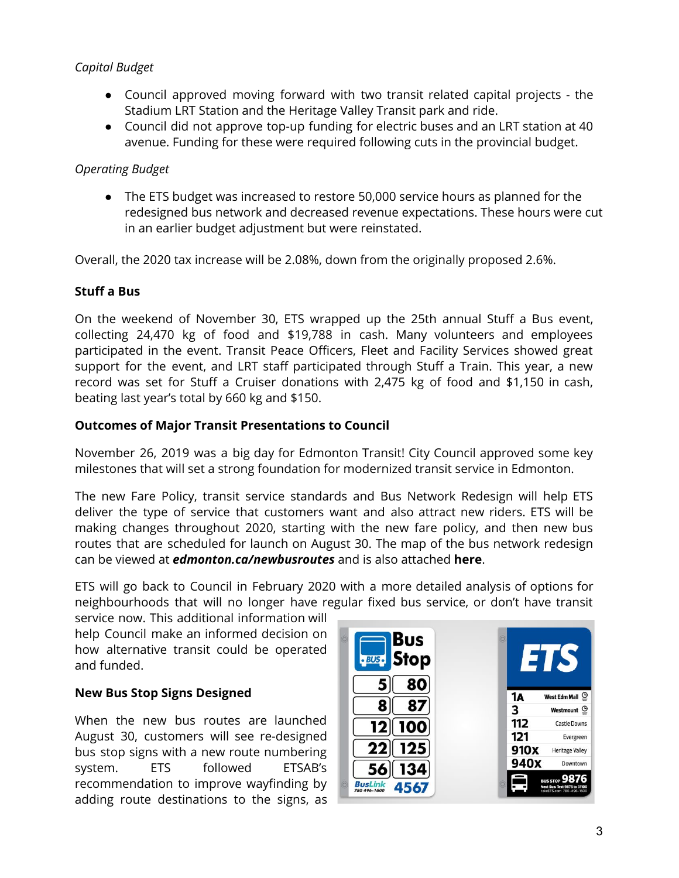*Capital Budget*

- Council approved moving forward with two transit related capital projects - the Stadium LRT Station and the Heritage Valley Transit park and ride.
- Council did not approve top-up funding for electric buses and an LRT station at 40 avenue. Funding for these were required following cuts in the provincial budget.

*Operating Budget*

- The ETS budget was increased to restore 50,000 service hours as planned for the redesigned bus network and decreased revenue expectations. These hours were cut in an earlier budget adjustment but were reinstated.

Overall, the 2020 tax increase will be 2.08%, down from the originally proposed 2.6%.

**Stuff a Bus**

On the weekend of November 30, ETS wrapped up the 25th annual Stuff a Bus event, collecting 24,470 kg of food and $19,788 in cash. Many volunteers and employees participated in the event. Transit Peace Officers, Fleet and Facility Services showed great support for the event, and LRT staff participated through Stuff a Train. This year, a new record was set for Stuff a Cruiser donations with 2,475 kg of food and $1,150 in cash, beating last year's total by 660 kg and $150.

**Outcomes of Major Transit Presentations to Council**

November 26, 2019 was a big day for Edmonton Transit! City Council approved some key milestones that will set a strong foundation for modernized transit service in Edmonton.

The new Fare Policy, transit service standards and Bus Network Redesign will help ETS deliver the type of service that customers want and also attract new riders. ETS will be making changes throughout 2020, starting with the new fare policy, and then new bus routes that are scheduled for launch on August 30. The map of the bus network redesign can be viewed at ***edmonton.ca/newbusroutes*** and is also attached **here**.

ETS will go back to Council in February 2020 with a more detailed analysis of options for neighbourhoods that will no longer have regular fixed bus service, or don't have transit service now. This additional information will help Council make an informed decision on how alternative transit could be operated and funded.

**New Bus Stop Signs Designed**

When the new bus routes are launched August 30, customers will see re-designed bus stop signs with a new route numbering system. ETS followed ETSAB's recommendation to improve wayfinding by adding route destinations to the signs, as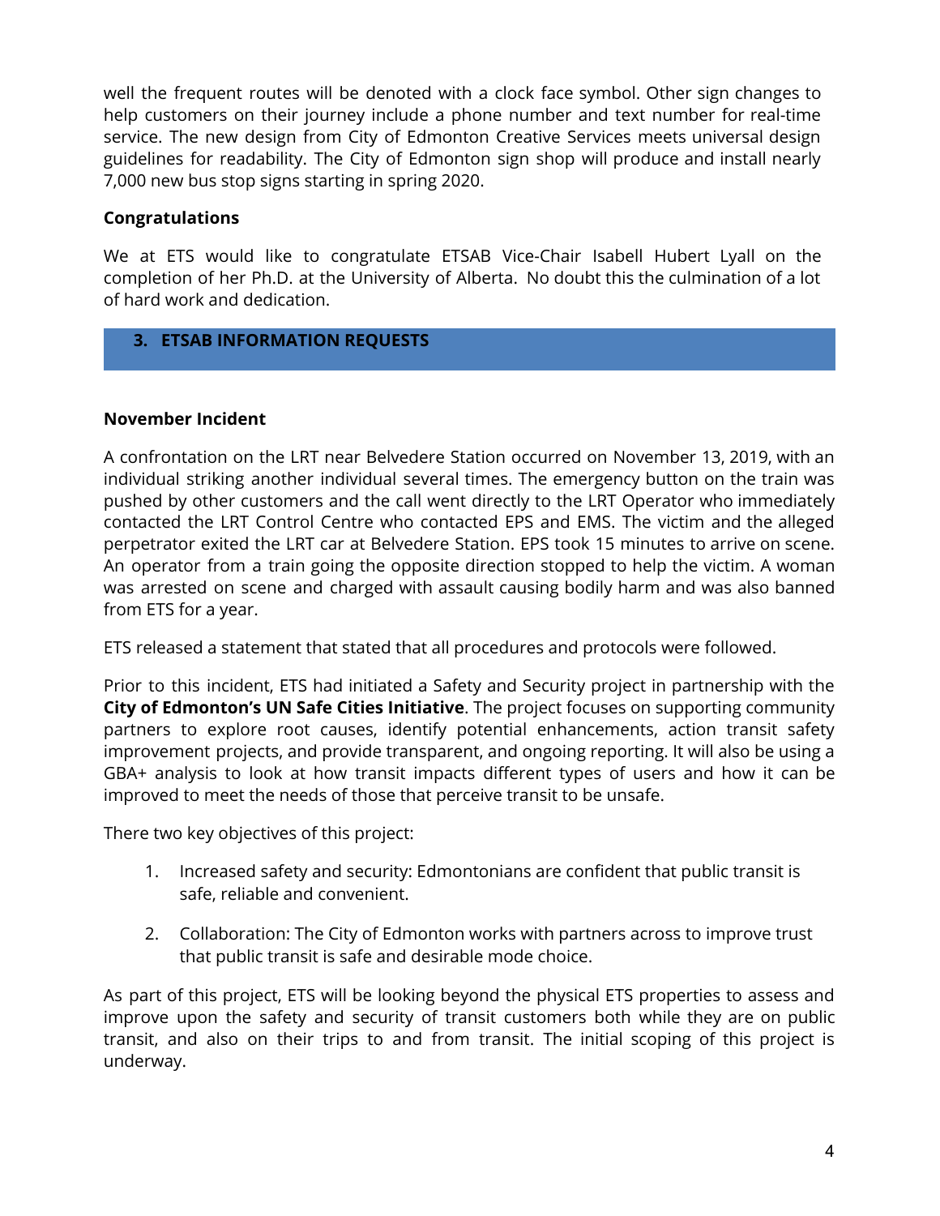well the frequent routes will be denoted with a clock face symbol. Other sign changes to help customers on their journey include a phone number and text number for real-time service. The new design from City of Edmonton Creative Services meets universal design guidelines for readability. The City of Edmonton sign shop will produce and install nearly 7,000 new bus stop signs starting in spring 2020.

**Congratulations**

We at ETS would like to congratulate ETSAB Vice-Chair Isabell Hubert Lyall on the completion of her Ph.D. at the University of Alberta. No doubt this the culmination of a lot of hard work and dedication.

## 3. ETSAB INFORMATION REQUESTS

**November Incident**

A confrontation on the LRT near Belvedere Station occurred on November 13, 2019, with an individual striking another individual several times. The emergency button on the train was pushed by other customers and the call went directly to the LRT Operator who immediately contacted the LRT Control Centre who contacted EPS and EMS. The victim and the alleged perpetrator exited the LRT car at Belvedere Station. EPS took 15 minutes to arrive on scene. An operator from a train going the opposite direction stopped to help the victim. A woman was arrested on scene and charged with assault causing bodily harm and was also banned from ETS for a year.

ETS released a statement that stated that all procedures and protocols were followed.

Prior to this incident, ETS had initiated a Safety and Security project in partnership with the **City of Edmonton's UN Safe Cities Initiative**. The project focuses on supporting community partners to explore root causes, identify potential enhancements, action transit safety improvement projects, and provide transparent, and ongoing reporting. It will also be using a GBA+ analysis to look at how transit impacts different types of users and how it can be improved to meet the needs of those that perceive transit to be unsafe.

There two key objectives of this project:

1. Increased safety and security: Edmontonians are confident that public transit is safe, reliable and convenient.

2. Collaboration: The City of Edmonton works with partners across to improve trust that public transit is safe and desirable mode choice.

As part of this project, ETS will be looking beyond the physical ETS properties to assess and improve upon the safety and security of transit customers both while they are on public transit, and also on their trips to and from transit. The initial scoping of this project is underway.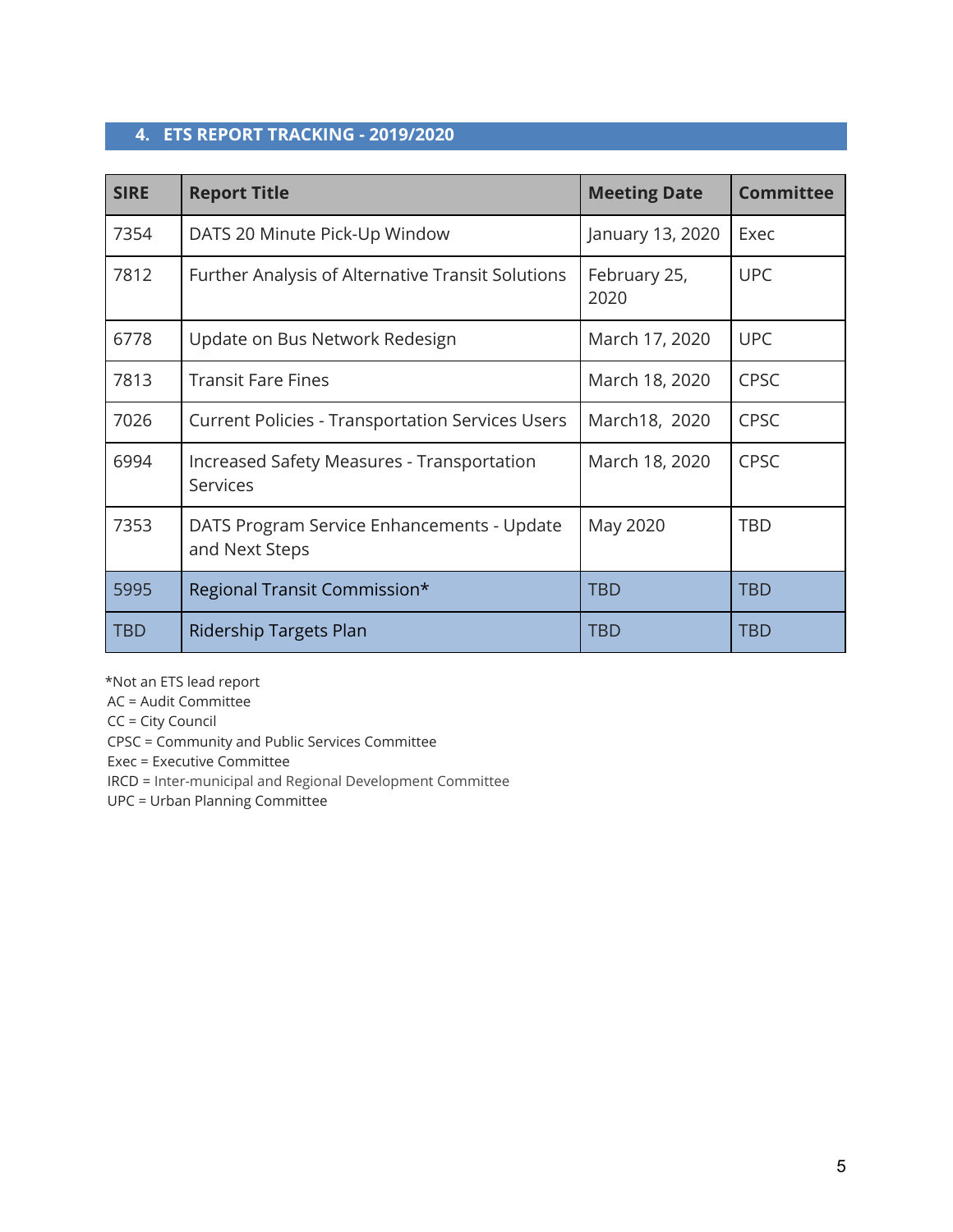## 4. ETS REPORT TRACKING - 2019/2020

| SIRE | Report Title | Meeting Date | Committee |
|---|---|---|---|
| 7354 | DATS 20 Minute Pick-Up Window | January 13, 2020 | Exec |
| 7812 | Further Analysis of Alternative Transit Solutions | February 25, 2020 | UPC |
| 6778 | Update on Bus Network Redesign | March 17, 2020 | UPC |
| 7813 | Transit Fare Fines | March 18, 2020 | CPSC |
| 7026 | Current Policies - Transportation Services Users | March18, 2020 | CPSC |
| 6994 | Increased Safety Measures - Transportation Services | March 18, 2020 | CPSC |
| 7353 | DATS Program Service Enhancements - Update and Next Steps | May 2020 | TBD |
| 5995 | Regional Transit Commission* | TBD | TBD |
| TBD | Ridership Targets Plan | TBD | TBD |

*Not an ETS lead report
AC = Audit Committee
CC = City Council
CPSC = Community and Public Services Committee
Exec = Executive Committee
IRCD = Inter-municipal and Regional Development Committee
UPC = Urban Planning Committee